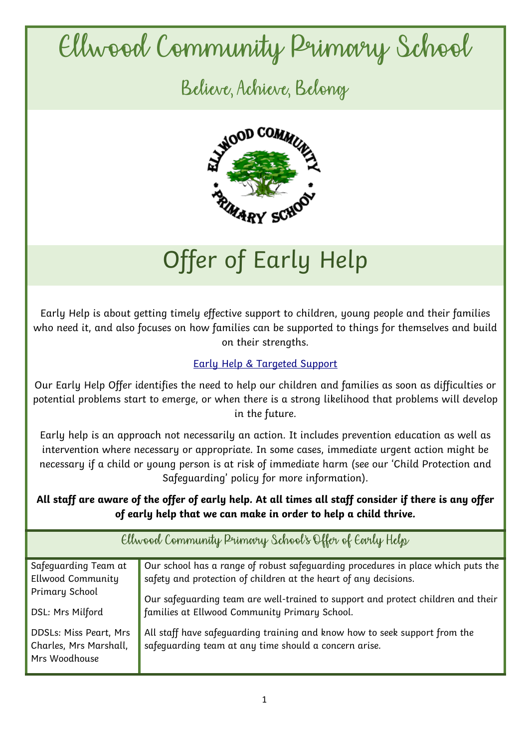# Ellwood Community Primary School

## Believe, Achieve, Belong

# Offer of Early Help

Early Help is about getting timely effective support to children, young people and their families who need it, and also focuses on how families can be supported to things for themselves and build on their strengths.

Early Help & Targeted Support

Our Early Help Offer identifies the need to help our children and families as soon as difficulties or potential problems start to emerge, or when there is a strong likelihood that problems will develop in the future.

Early help is an approach not necessarily an action. It includes prevention education as well as intervention where necessary or appropriate. In some cases, immediate urgent action might be necessary if a child or young person is at risk of immediate harm (see our 'Child Protection and Safeguarding' policy for more information).

**All staff are aware of the offer of early help. At all times all staff consider if there is any offer of early help that we can make in order to help a child thrive.**

| Ellwood Community Primary School's Offer of Early Help | |
|---|---|
| Safeguarding Team at Ellwood Community Primary School<br><br>DSL: Mrs Milford<br><br>DDSLs: Miss Peart, Mrs Charles, Mrs Marshall, Mrs Woodhouse | Our school has a range of robust safeguarding procedures in place which puts the safety and protection of children at the heart of any decisions.<br><br>Our safeguarding team are well-trained to support and protect children and their families at Ellwood Community Primary School.<br><br>All staff have safeguarding training and know how to seek support from the safeguarding team at any time should a concern arise. |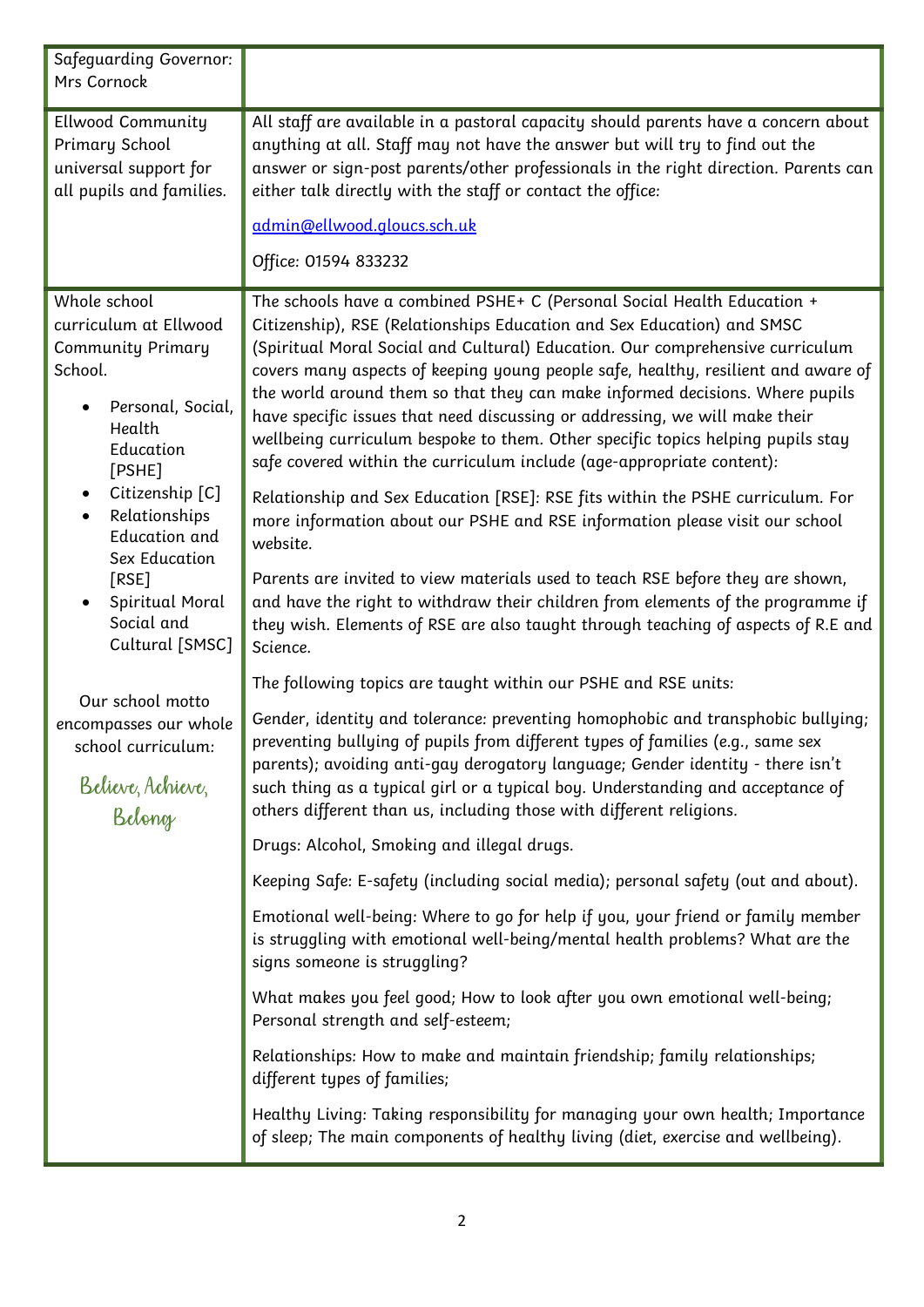| | |
|---|---|
| Safeguarding Governor: Mrs Cornock | |
| Ellwood Community Primary School universal support for all pupils and families. | All staff are available in a pastoral capacity should parents have a concern about anything at all. Staff may not have the answer but will try to find out the answer or sign-post parents/other professionals in the right direction. Parents can either talk directly with the staff or contact the office:<br><br>admin@ellwood.gloucs.sch.uk<br><br>Office: 01594 833232 |
| Whole school curriculum at Ellwood Community Primary School.<br><br>• Personal, Social, Health Education [PSHE]<br>• Citizenship [C]<br>• Relationships Education and Sex Education [RSE]<br>• Spiritual Moral Social and Cultural [SMSC]<br><br>Our school motto encompasses our whole school curriculum:<br><br>Believe, Achieve, Belong | The schools have a combined PSHE+ C (Personal Social Health Education + Citizenship), RSE (Relationships Education and Sex Education) and SMSC (Spiritual Moral Social and Cultural) Education. Our comprehensive curriculum covers many aspects of keeping young people safe, healthy, resilient and aware of the world around them so that they can make informed decisions. Where pupils have specific issues that need discussing or addressing, we will make their wellbeing curriculum bespoke to them. Other specific topics helping pupils stay safe covered within the curriculum include (age-appropriate content):<br><br>Relationship and Sex Education [RSE]: RSE fits within the PSHE curriculum. For more information about our PSHE and RSE information please visit our school website.<br><br>Parents are invited to view materials used to teach RSE before they are shown, and have the right to withdraw their children from elements of the programme if they wish. Elements of RSE are also taught through teaching of aspects of R.E and Science.<br><br>The following topics are taught within our PSHE and RSE units:<br><br>Gender, identity and tolerance: preventing homophobic and transphobic bullying; preventing bullying of pupils from different types of families (e.g., same sex parents); avoiding anti-gay derogatory language; Gender identity - there isn't such thing as a typical girl or a typical boy. Understanding and acceptance of others different than us, including those with different religions.<br><br>Drugs: Alcohol, Smoking and illegal drugs.<br><br>Keeping Safe: E-safety (including social media); personal safety (out and about).<br><br>Emotional well-being: Where to go for help if you, your friend or family member is struggling with emotional well-being/mental health problems? What are the signs someone is struggling?<br><br>What makes you feel good; How to look after you own emotional well-being; Personal strength and self-esteem;<br><br>Relationships: How to make and maintain friendship; family relationships; different types of families;<br><br>Healthy Living: Taking responsibility for managing your own health; Importance of sleep; The main components of healthy living (diet, exercise and wellbeing). |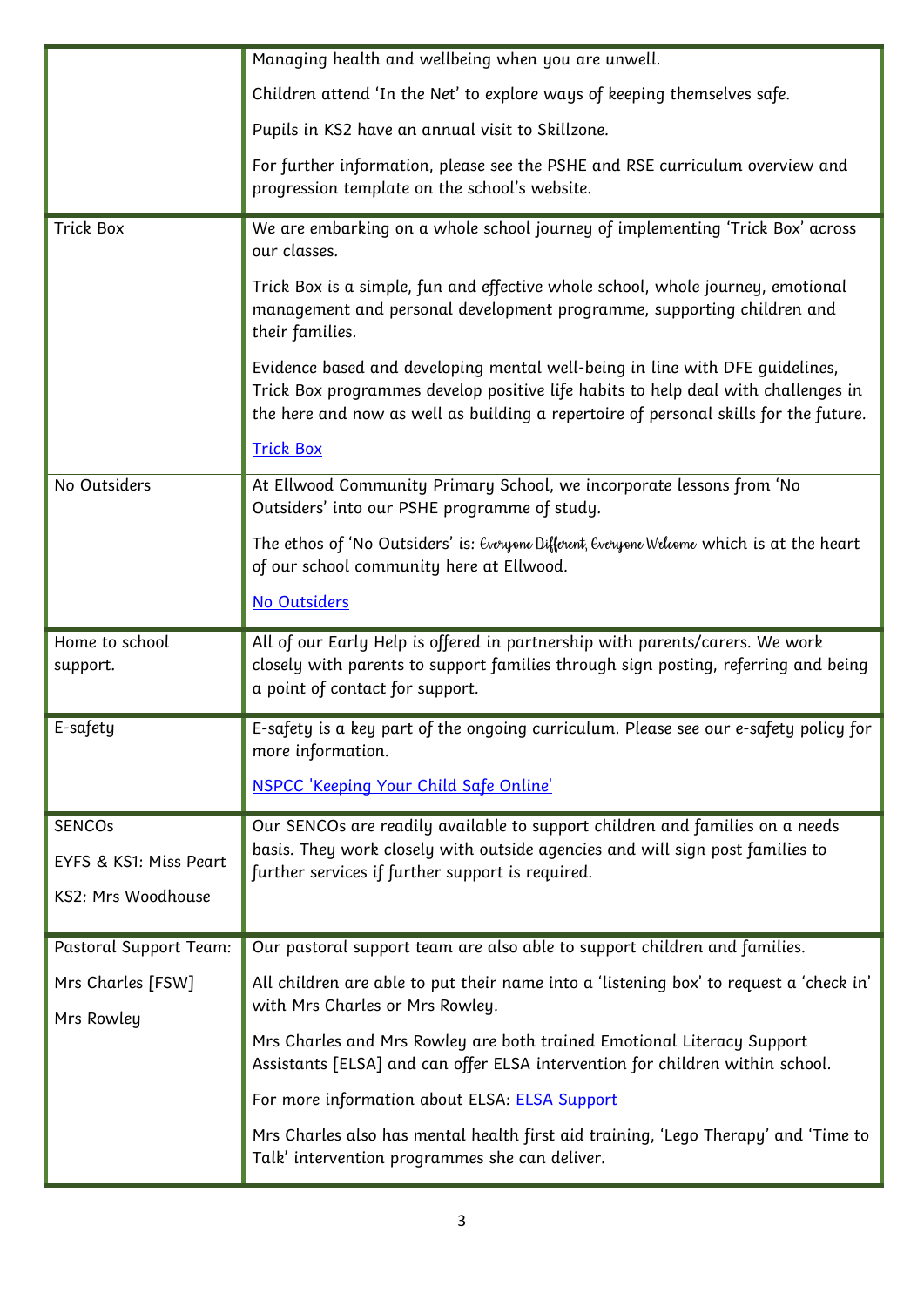| | |
|---|---|
| | Managing health and wellbeing when you are unwell.<br><br>Children attend 'In the Net' to explore ways of keeping themselves safe.<br><br>Pupils in KS2 have an annual visit to Skillzone.<br><br>For further information, please see the PSHE and RSE curriculum overview and progression template on the school's website. |
| Trick Box | We are embarking on a whole school journey of implementing 'Trick Box' across our classes.<br><br>Trick Box is a simple, fun and effective whole school, whole journey, emotional management and personal development programme, supporting children and their families.<br><br>Evidence based and developing mental well-being in line with DFE guidelines, Trick Box programmes develop positive life habits to help deal with challenges in the here and now as well as building a repertoire of personal skills for the future.<br><br>Trick Box |
| No Outsiders | At Ellwood Community Primary School, we incorporate lessons from 'No Outsiders' into our PSHE programme of study.<br><br>The ethos of 'No Outsiders' is: *Everyone Different, Everyone Welcome* which is at the heart of our school community here at Ellwood.<br><br>No Outsiders |
| Home to school support. | All of our Early Help is offered in partnership with parents/carers. We work closely with parents to support families through sign posting, referring and being a point of contact for support. |
| E-safety | E-safety is a key part of the ongoing curriculum. Please see our e-safety policy for more information.<br><br>NSPCC 'Keeping Your Child Safe Online' |
| SENCOs<br><br>EYFS & KS1: Miss Peart<br><br>KS2: Mrs Woodhouse | Our SENCOs are readily available to support children and families on a needs basis. They work closely with outside agencies and will sign post families to further services if further support is required. |
| Pastoral Support Team:<br><br>Mrs Charles [FSW]<br><br>Mrs Rowley | Our pastoral support team are also able to support children and families.<br><br>All children are able to put their name into a 'listening box' to request a 'check in' with Mrs Charles or Mrs Rowley.<br><br>Mrs Charles and Mrs Rowley are both trained Emotional Literacy Support Assistants [ELSA] and can offer ELSA intervention for children within school.<br><br>For more information about ELSA: ELSA Support<br><br>Mrs Charles also has mental health first aid training, 'Lego Therapy' and 'Time to Talk' intervention programmes she can deliver. |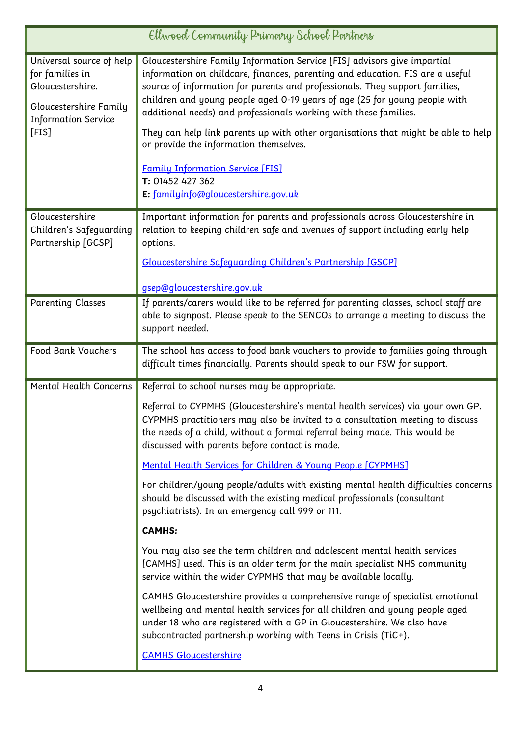| Ellwood Community Primary School Partners | |
|---|---|
| Universal source of help for families in Gloucestershire.<br><br>Gloucestershire Family Information Service [FIS] | Gloucestershire Family Information Service [FIS] advisors give impartial information on childcare, finances, parenting and education. FIS are a useful source of information for parents and professionals. They support families, children and young people aged 0-19 years of age (25 for young people with additional needs) and professionals working with these families.<br><br>They can help link parents up with other organisations that might be able to help or provide the information themselves.<br><br>Family Information Service [FIS]<br>**T:** 01452 427 362<br>**E:** familyinfo@gloucestershire.gov.uk |
| Gloucestershire Children's Safeguarding Partnership [GCSP] | Important information for parents and professionals across Gloucestershire in relation to keeping children safe and avenues of support including early help options.<br><br>Gloucestershire Safeguarding Children's Partnership [GSCP]<br><br>gsep@gloucestershire.gov.uk |
| Parenting Classes | If parents/carers would like to be referred for parenting classes, school staff are able to signpost. Please speak to the SENCOs to arrange a meeting to discuss the support needed. |
| Food Bank Vouchers | The school has access to food bank vouchers to provide to families going through difficult times financially. Parents should speak to our FSW for support. |
| Mental Health Concerns | Referral to school nurses may be appropriate.<br><br>Referral to CYPMHS (Gloucestershire's mental health services) via your own GP. CYPMHS practitioners may also be invited to a consultation meeting to discuss the needs of a child, without a formal referral being made. This would be discussed with parents before contact is made.<br><br>Mental Health Services for Children & Young People [CYPMHS]<br><br>For children/young people/adults with existing mental health difficulties concerns should be discussed with the existing medical professionals (consultant psychiatrists). In an emergency call 999 or 111.<br><br>**CAMHS:**<br><br>You may also see the term children and adolescent mental health services [CAMHS] used. This is an older term for the main specialist NHS community service within the wider CYPMHS that may be available locally.<br><br>CAMHS Gloucestershire provides a comprehensive range of specialist emotional wellbeing and mental health services for all children and young people aged under 18 who are registered with a GP in Gloucestershire. We also have subcontracted partnership working with Teens in Crisis (TiC+).<br><br>CAMHS Gloucestershire |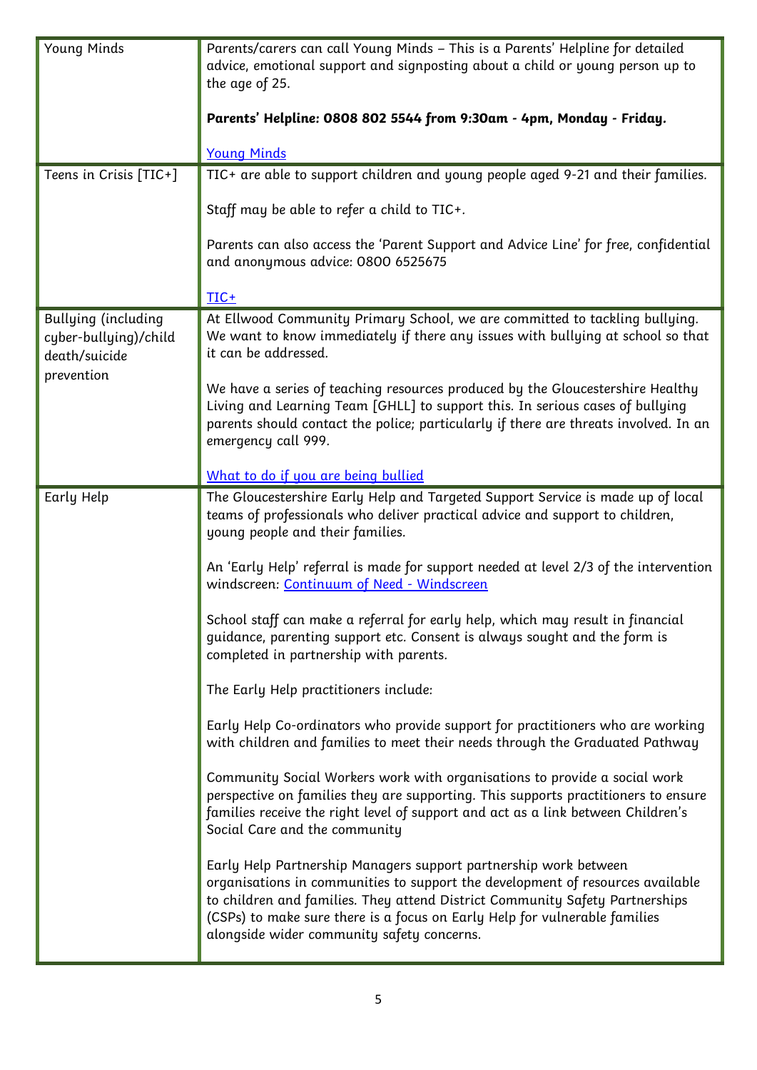| | |
|---|---|
| Young Minds | Parents/carers can call Young Minds – This is a Parents' Helpline for detailed advice, emotional support and signposting about a child or young person up to the age of 25.<br><br>**Parents' Helpline: 0808 802 5544 from 9:30am - 4pm, Monday - Friday.**<br><br>Young Minds |
| Teens in Crisis [TIC+] | TIC+ are able to support children and young people aged 9-21 and their families.<br><br>Staff may be able to refer a child to TIC+.<br><br>Parents can also access the 'Parent Support and Advice Line' for free, confidential and anonymous advice: 0800 6525675<br><br>TIC+ |
| Bullying (including cyber-bullying)/child death/suicide prevention | At Ellwood Community Primary School, we are committed to tackling bullying. We want to know immediately if there any issues with bullying at school so that it can be addressed.<br><br>We have a series of teaching resources produced by the Gloucestershire Healthy Living and Learning Team [GHLL] to support this. In serious cases of bullying parents should contact the police; particularly if there are threats involved. In an emergency call 999.<br><br>What to do if you are being bullied |
| Early Help | The Gloucestershire Early Help and Targeted Support Service is made up of local teams of professionals who deliver practical advice and support to children, young people and their families.<br><br>An 'Early Help' referral is made for support needed at level 2/3 of the intervention windscreen: Continuum of Need - Windscreen<br><br>School staff can make a referral for early help, which may result in financial guidance, parenting support etc. Consent is always sought and the form is completed in partnership with parents.<br><br>The Early Help practitioners include:<br><br>Early Help Co-ordinators who provide support for practitioners who are working with children and families to meet their needs through the Graduated Pathway<br><br>Community Social Workers work with organisations to provide a social work perspective on families they are supporting. This supports practitioners to ensure families receive the right level of support and act as a link between Children's Social Care and the community<br><br>Early Help Partnership Managers support partnership work between organisations in communities to support the development of resources available to children and families. They attend District Community Safety Partnerships (CSPs) to make sure there is a focus on Early Help for vulnerable families alongside wider community safety concerns. |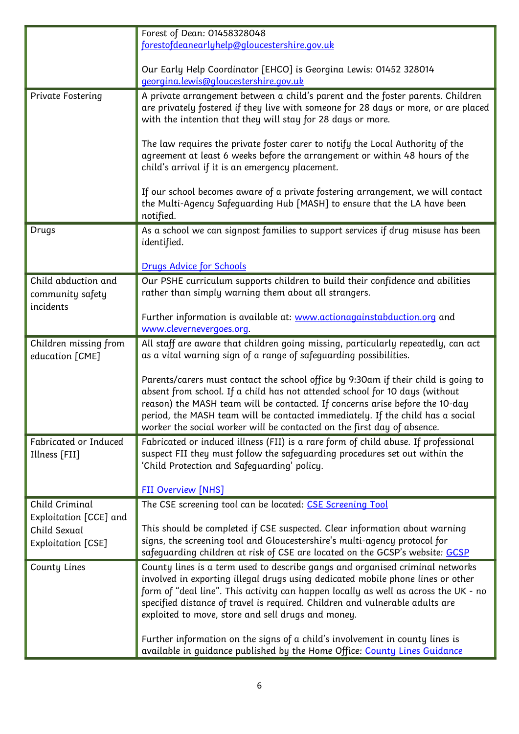| | |
|---|---|
| | Forest of Dean: 01458328048<br>[forestofdeanearlyhelp@gloucestershire.gov.uk](mailto:forestofdeanearlyhelp@gloucestershire.gov.uk)<br><br>Our Early Help Coordinator [EHCO] is Georgina Lewis: 01452 328014<br>[georgina.lewis@gloucestershire.gov.uk](mailto:georgina.lewis@gloucestershire.gov.uk) |
| Private Fostering | A private arrangement between a child's parent and the foster parents. Children are privately fostered if they live with someone for 28 days or more, or are placed with the intention that they will stay for 28 days or more.<br><br>The law requires the private foster carer to notify the Local Authority of the agreement at least 6 weeks before the arrangement or within 48 hours of the child's arrival if it is an emergency placement.<br><br>If our school becomes aware of a private fostering arrangement, we will contact the Multi-Agency Safeguarding Hub [MASH] to ensure that the LA have been notified. |
| Drugs | As a school we can signpost families to support services if drug misuse has been identified.<br><br>Drugs Advice for Schools |
| Child abduction and community safety incidents | Our PSHE curriculum supports children to build their confidence and abilities rather than simply warning them about all strangers.<br><br>Further information is available at: www.actionagainstabduction.org and www.clevernevergoes.org. |
| Children missing from education [CME] | All staff are aware that children going missing, particularly repeatedly, can act as a vital warning sign of a range of safeguarding possibilities.<br><br>Parents/carers must contact the school office by 9:30am if their child is going to absent from school. If a child has not attended school for 10 days (without reason) the MASH team will be contacted. If concerns arise before the 10-day period, the MASH team will be contacted immediately. If the child has a social worker the social worker will be contacted on the first day of absence. |
| Fabricated or Induced Illness [FII] | Fabricated or induced illness (FII) is a rare form of child abuse. If professional suspect FII they must follow the safeguarding procedures set out within the 'Child Protection and Safeguarding' policy.<br><br>FII Overview [NHS] |
| Child Criminal Exploitation [CCE] and Child Sexual Exploitation [CSE] | The CSE screening tool can be located: CSE Screening Tool<br><br>This should be completed if CSE suspected. Clear information about warning signs, the screening tool and Gloucestershire's multi-agency protocol for safeguarding children at risk of CSE are located on the GCSP's website: GCSP |
| County Lines | County lines is a term used to describe gangs and organised criminal networks involved in exporting illegal drugs using dedicated mobile phone lines or other form of "deal line". This activity can happen locally as well as across the UK - no specified distance of travel is required. Children and vulnerable adults are exploited to move, store and sell drugs and money.<br><br>Further information on the signs of a child's involvement in county lines is available in guidance published by the Home Office: County Lines Guidance |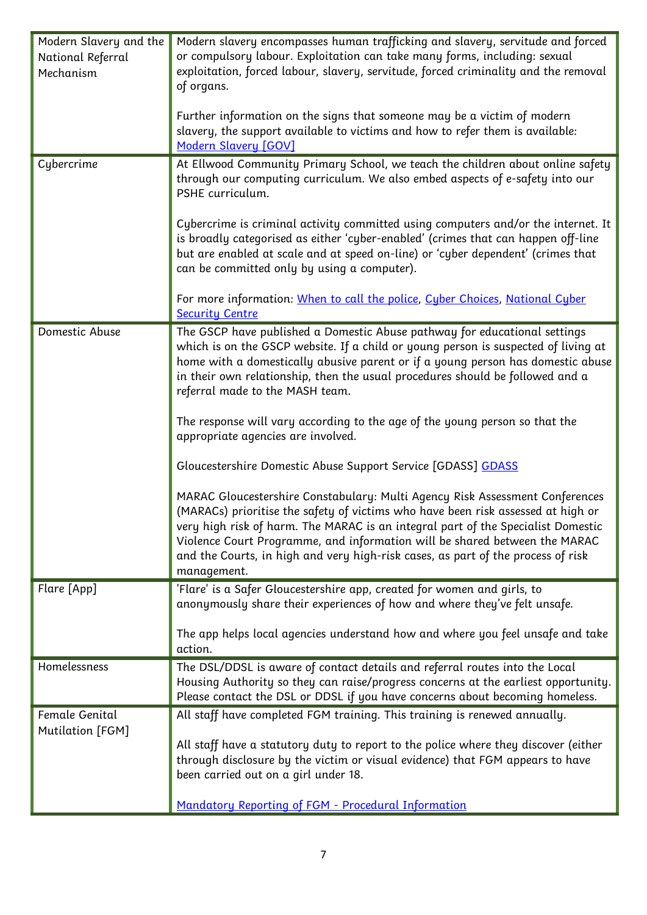| | |
|---|---|
| Modern Slavery and the National Referral Mechanism | Modern slavery encompasses human trafficking and slavery, servitude and forced or compulsory labour. Exploitation can take many forms, including: sexual exploitation, forced labour, slavery, servitude, forced criminality and the removal of organs.<br><br>Further information on the signs that someone may be a victim of modern slavery, the support available to victims and how to refer them is available: Modern Slavery [GOV] |
| Cybercrime | At Ellwood Community Primary School, we teach the children about online safety through our computing curriculum. We also embed aspects of e-safety into our PSHE curriculum.<br><br>Cybercrime is criminal activity committed using computers and/or the internet. It is broadly categorised as either 'cyber-enabled' (crimes that can happen off-line but are enabled at scale and at speed on-line) or 'cyber dependent' (crimes that can be committed only by using a computer).<br><br>For more information: When to call the police, Cyber Choices, National Cyber Security Centre |
| Domestic Abuse | The GSCP have published a Domestic Abuse pathway for educational settings which is on the GSCP website. If a child or young person is suspected of living at home with a domestically abusive parent or if a young person has domestic abuse in their own relationship, then the usual procedures should be followed and a referral made to the MASH team.<br><br>The response will vary according to the age of the young person so that the appropriate agencies are involved.<br><br>Gloucestershire Domestic Abuse Support Service [GDASS] GDASS<br><br>MARAC Gloucestershire Constabulary: Multi Agency Risk Assessment Conferences (MARACs) prioritise the safety of victims who have been risk assessed at high or very high risk of harm. The MARAC is an integral part of the Specialist Domestic Violence Court Programme, and information will be shared between the MARAC and the Courts, in high and very high-risk cases, as part of the process of risk management. |
| Flare [App] | 'Flare' is a Safer Gloucestershire app, created for women and girls, to anonymously share their experiences of how and where they've felt unsafe.<br><br>The app helps local agencies understand how and where you feel unsafe and take action. |
| Homelessness | The DSL/DDSL is aware of contact details and referral routes into the Local Housing Authority so they can raise/progress concerns at the earliest opportunity. Please contact the DSL or DDSL if you have concerns about becoming homeless. |
| Female Genital Mutilation [FGM] | All staff have completed FGM training. This training is renewed annually.<br><br>All staff have a statutory duty to report to the police where they discover (either through disclosure by the victim or visual evidence) that FGM appears to have been carried out on a girl under 18.<br><br>Mandatory Reporting of FGM - Procedural Information |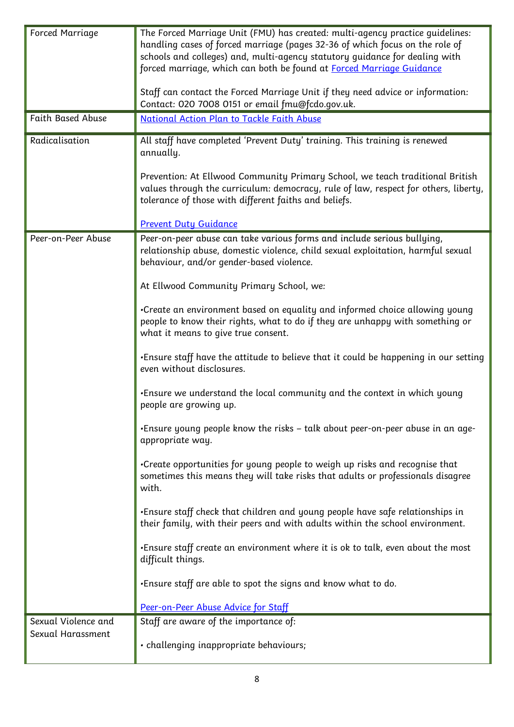| | |
|---|---|
| Forced Marriage | The Forced Marriage Unit (FMU) has created: multi-agency practice guidelines: handling cases of forced marriage (pages 32-36 of which focus on the role of schools and colleges) and, multi-agency statutory guidance for dealing with forced marriage, which can both be found at [Forced Marriage Guidance](#)<br><br>Staff can contact the Forced Marriage Unit if they need advice or information: Contact: 020 7008 0151 or email fmu@fcdo.gov.uk. |
| Faith Based Abuse | [National Action Plan to Tackle Faith Abuse](#) |
| Radicalisation | All staff have completed 'Prevent Duty' training. This training is renewed annually.<br><br>Prevention: At Ellwood Community Primary School, we teach traditional British values through the curriculum: democracy, rule of law, respect for others, liberty, tolerance of those with different faiths and beliefs.<br><br>[Prevent Duty Guidance](#) |
| Peer-on-Peer Abuse | Peer-on-peer abuse can take various forms and include serious bullying, relationship abuse, domestic violence, child sexual exploitation, harmful sexual behaviour, and/or gender-based violence.<br><br>At Ellwood Community Primary School, we:<br><br>•Create an environment based on equality and informed choice allowing young people to know their rights, what to do if they are unhappy with something or what it means to give true consent.<br><br>•Ensure staff have the attitude to believe that it could be happening in our setting even without disclosures.<br><br>•Ensure we understand the local community and the context in which young people are growing up.<br><br>•Ensure young people know the risks – talk about peer-on-peer abuse in an age-appropriate way.<br><br>•Create opportunities for young people to weigh up risks and recognise that sometimes this means they will take risks that adults or professionals disagree with.<br><br>•Ensure staff check that children and young people have safe relationships in their family, with their peers and with adults within the school environment.<br><br>•Ensure staff create an environment where it is ok to talk, even about the most difficult things.<br><br>•Ensure staff are able to spot the signs and know what to do.<br><br>[Peer-on-Peer Abuse Advice for Staff](#) |
| Sexual Violence and Sexual Harassment | Staff are aware of the importance of:<br><br>• challenging inappropriate behaviours; |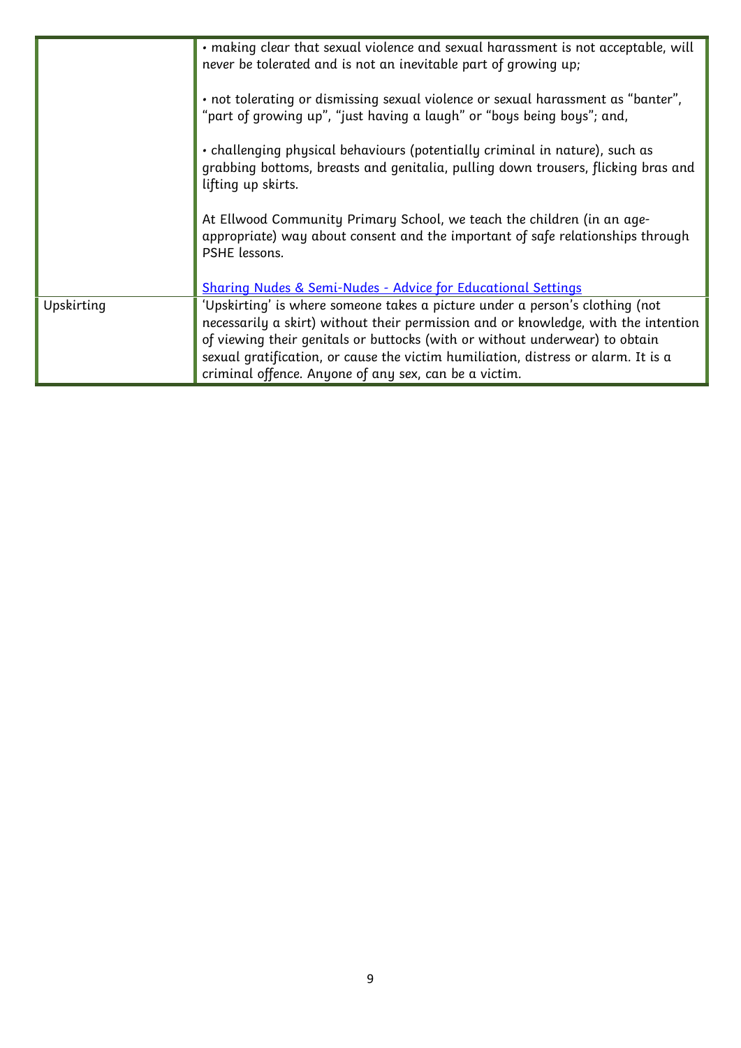| | |
|---|---|
| | • making clear that sexual violence and sexual harassment is not acceptable, will never be tolerated and is not an inevitable part of growing up;<br><br>• not tolerating or dismissing sexual violence or sexual harassment as "banter", "part of growing up", "just having a laugh" or "boys being boys"; and,<br><br>• challenging physical behaviours (potentially criminal in nature), such as grabbing bottoms, breasts and genitalia, pulling down trousers, flicking bras and lifting up skirts.<br><br>At Ellwood Community Primary School, we teach the children (in an age-appropriate) way about consent and the important of safe relationships through PSHE lessons.<br><br>Sharing Nudes & Semi-Nudes - Advice for Educational Settings |
| Upskirting | 'Upskirting' is where someone takes a picture under a person's clothing (not necessarily a skirt) without their permission and or knowledge, with the intention of viewing their genitals or buttocks (with or without underwear) to obtain sexual gratification, or cause the victim humiliation, distress or alarm. It is a criminal offence. Anyone of any sex, can be a victim. |